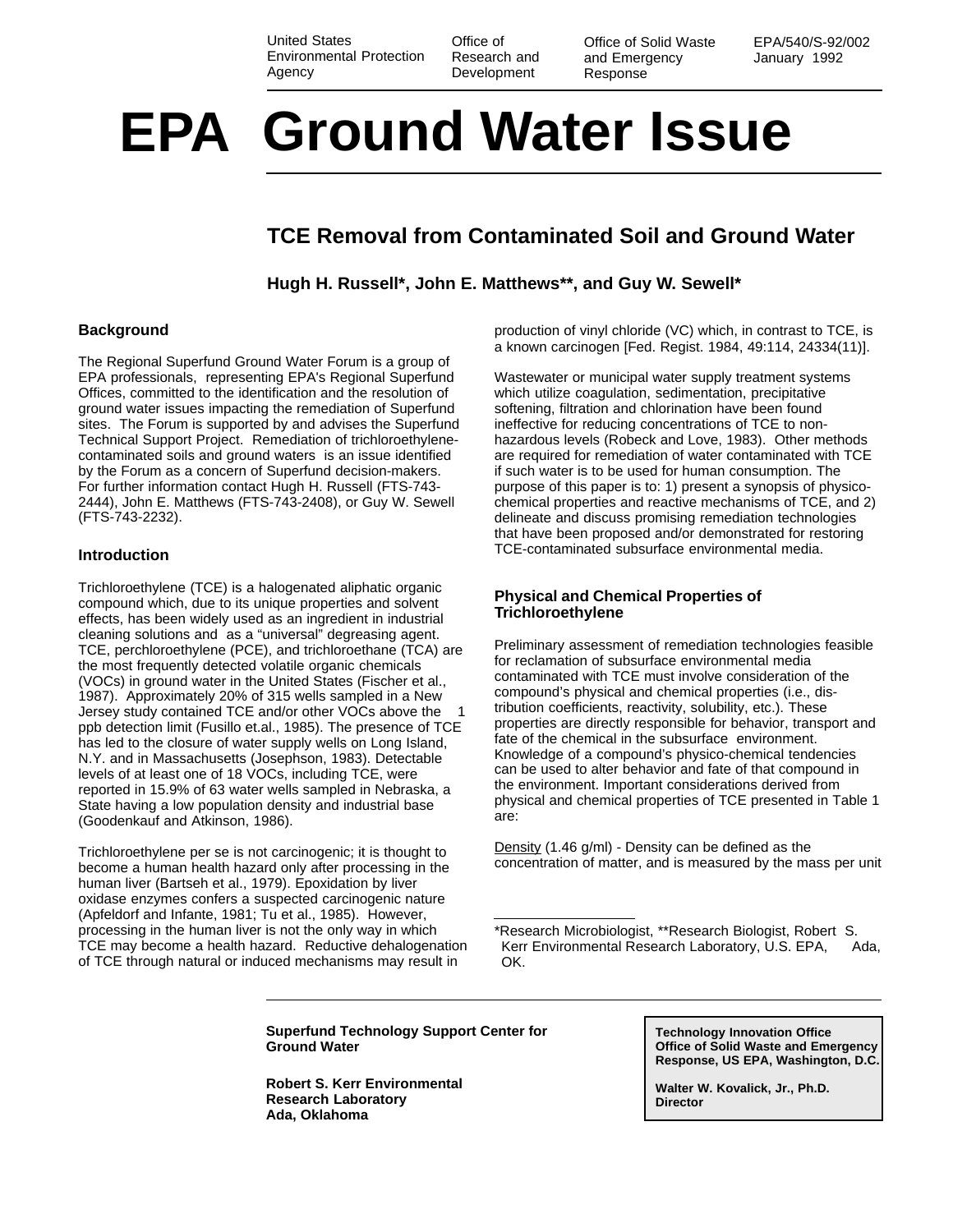United States Environmental Protection Agency | Office of Research and Development | Office of Solid Waste and Emergency Response | EPA/540/S-92/002 January 1992

# EPA Ground Water Issue

## TCE Removal from Contaminated Soil and Ground Water

**Hugh H. Russell*, John E. Matthews**, and Guy W. Sewell***

### Background

The Regional Superfund Ground Water Forum is a group of EPA professionals, representing EPA's Regional Superfund Offices, committed to the identification and the resolution of ground water issues impacting the remediation of Superfund sites. The Forum is supported by and advises the Superfund Technical Support Project. Remediation of trichloroethylene-contaminated soils and ground waters is an issue identified by the Forum as a concern of Superfund decision-makers. For further information contact Hugh H. Russell (FTS-743-2444), John E. Matthews (FTS-743-2408), or Guy W. Sewell (FTS-743-2232).

### Introduction

Trichloroethylene (TCE) is a halogenated aliphatic organic compound which, due to its unique properties and solvent effects, has been widely used as an ingredient in industrial cleaning solutions and as a "universal" degreasing agent. TCE, perchloroethylene (PCE), and trichloroethane (TCA) are the most frequently detected volatile organic chemicals (VOCs) in ground water in the United States (Fischer et al., 1987). Approximately 20% of 315 wells sampled in a New Jersey study contained TCE and/or other VOCs above the 1 ppb detection limit (Fusillo et.al., 1985). The presence of TCE has led to the closure of water supply wells on Long Island, N.Y. and in Massachusetts (Josephson, 1983). Detectable levels of at least one of 18 VOCs, including TCE, were reported in 15.9% of 63 water wells sampled in Nebraska, a State having a low population density and industrial base (Goodenkauf and Atkinson, 1986).

Trichloroethylene per se is not carcinogenic; it is thought to become a human health hazard only after processing in the human liver (Bartseh et al., 1979). Epoxidation by liver oxidase enzymes confers a suspected carcinogenic nature (Apfeldorf and Infante, 1981; Tu et al., 1985). However, processing in the human liver is not the only way in which TCE may become a health hazard. Reductive dehalogenation of TCE through natural or induced mechanisms may result in production of vinyl chloride (VC) which, in contrast to TCE, is a known carcinogen [Fed. Regist. 1984, 49:114, 24334(11)].

Wastewater or municipal water supply treatment systems which utilize coagulation, sedimentation, precipitative softening, filtration and chlorination have been found ineffective for reducing concentrations of TCE to non-hazardous levels (Robeck and Love, 1983). Other methods are required for remediation of water contaminated with TCE if such water is to be used for human consumption. The purpose of this paper is to: 1) present a synopsis of physico-chemical properties and reactive mechanisms of TCE, and 2) delineate and discuss promising remediation technologies that have been proposed and/or demonstrated for restoring TCE-contaminated subsurface environmental media.

### Physical and Chemical Properties of Trichloroethylene

Preliminary assessment of remediation technologies feasible for reclamation of subsurface environmental media contaminated with TCE must involve consideration of the compound's physical and chemical properties (i.e., distribution coefficients, reactivity, solubility, etc.). These properties are directly responsible for behavior, transport and fate of the chemical in the subsurface environment. Knowledge of a compound's physico-chemical tendencies can be used to alter behavior and fate of that compound in the environment. Important considerations derived from physical and chemical properties of TCE presented in Table 1 are:

Density (1.46 g/ml) - Density can be defined as the concentration of matter, and is measured by the mass per unit

---

*Research Microbiologist, **Research Biologist, Robert S. Kerr Environmental Research Laboratory, U.S. EPA, Ada, OK.

**Superfund Technology Support Center for Ground Water**

**Robert S. Kerr Environmental Research Laboratory**
**Ada, Oklahoma**

**Technology Innovation Office**
**Office of Solid Waste and Emergency Response, US EPA, Washington, D.C.**

**Walter W. Kovalick, Jr., Ph.D.**
**Director**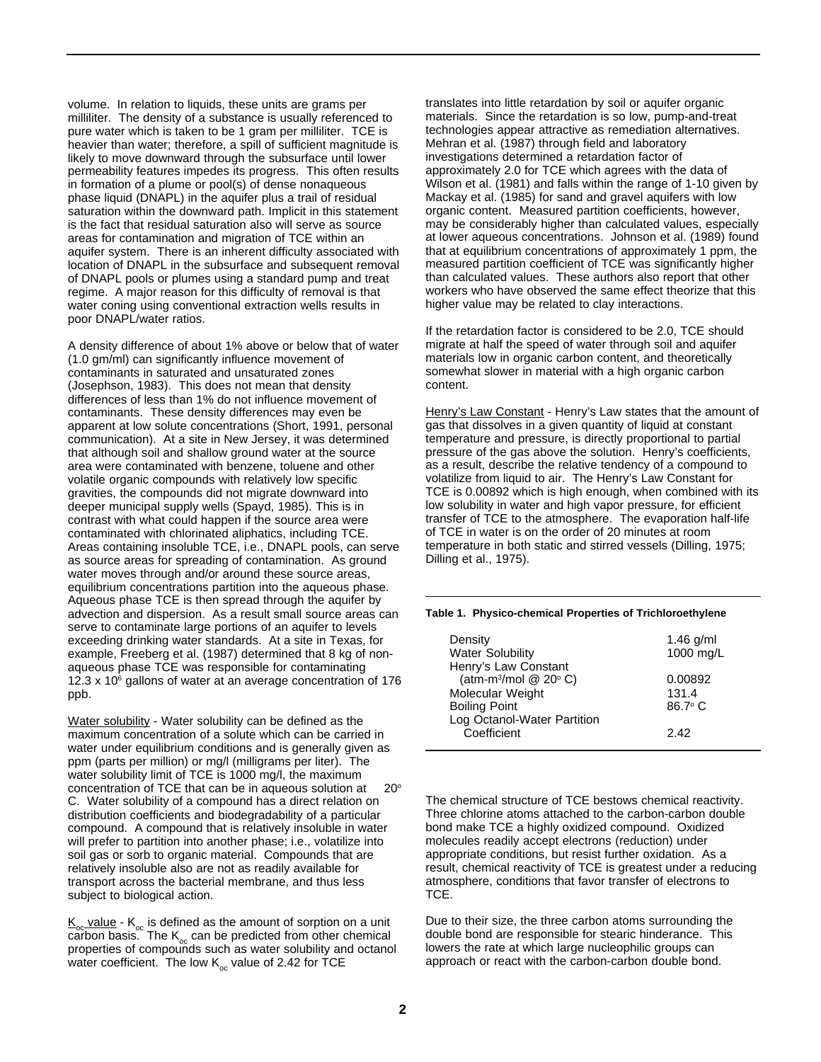volume. In relation to liquids, these units are grams per milliliter. The density of a substance is usually referenced to pure water which is taken to be 1 gram per milliliter. TCE is heavier than water; therefore, a spill of sufficient magnitude is likely to move downward through the subsurface until lower permeability features impedes its progress. This often results in formation of a plume or pool(s) of dense nonaqueous phase liquid (DNAPL) in the aquifer plus a trail of residual saturation within the downward path. Implicit in this statement is the fact that residual saturation also will serve as source areas for contamination and migration of TCE within an aquifer system. There is an inherent difficulty associated with location of DNAPL in the subsurface and subsequent removal of DNAPL pools or plumes using a standard pump and treat regime. A major reason for this difficulty of removal is that water coning using conventional extraction wells results in poor DNAPL/water ratios.

A density difference of about 1% above or below that of water (1.0 gm/ml) can significantly influence movement of contaminants in saturated and unsaturated zones (Josephson, 1983). This does not mean that density differences of less than 1% do not influence movement of contaminants. These density differences may even be apparent at low solute concentrations (Short, 1991, personal communication). At a site in New Jersey, it was determined that although soil and shallow ground water at the source area were contaminated with benzene, toluene and other volatile organic compounds with relatively low specific gravities, the compounds did not migrate downward into deeper municipal supply wells (Spayd, 1985). This is in contrast with what could happen if the source area were contaminated with chlorinated aliphatics, including TCE. Areas containing insoluble TCE, i.e., DNAPL pools, can serve as source areas for spreading of contamination. As ground water moves through and/or around these source areas, equilibrium concentrations partition into the aqueous phase. Aqueous phase TCE is then spread through the aquifer by advection and dispersion. As a result small source areas can serve to contaminate large portions of an aquifer to levels exceeding drinking water standards. At a site in Texas, for example, Freeberg et al. (1987) determined that 8 kg of non-aqueous phase TCE was responsible for contaminating $12.3 \times 10^6$ gallons of water at an average concentration of 176 ppb.

Water solubility - Water solubility can be defined as the maximum concentration of a solute which can be carried in water under equilibrium conditions and is generally given as ppm (parts per million) or mg/l (milligrams per liter). The water solubility limit of TCE is 1000 mg/l, the maximum concentration of TCE that can be in aqueous solution at 20° C. Water solubility of a compound has a direct relation on distribution coefficients and biodegradability of a particular compound. A compound that is relatively insoluble in water will prefer to partition into another phase; i.e., volatilize into soil gas or sorb to organic material. Compounds that are relatively insoluble also are not as readily available for transport across the bacterial membrane, and thus less subject to biological action.

$K_{oc}$ value - $K_{oc}$ is defined as the amount of sorption on a unit carbon basis. The $K_{oc}$ can be predicted from other chemical properties of compounds such as water solubility and octanol water coefficient. The low $K_{oc}$ value of 2.42 for TCE translates into little retardation by soil or aquifer organic materials. Since the retardation is so low, pump-and-treat technologies appear attractive as remediation alternatives. Mehran et al. (1987) through field and laboratory investigations determined a retardation factor of approximately 2.0 for TCE which agrees with the data of Wilson et al. (1981) and falls within the range of 1-10 given by Mackay et al. (1985) for sand and gravel aquifers with low organic content. Measured partition coefficients, however, may be considerably higher than calculated values, especially at lower aqueous concentrations. Johnson et al. (1989) found that at equilibrium concentrations of approximately 1 ppm, the measured partition coefficient of TCE was significantly higher than calculated values. These authors also report that other workers who have observed the same effect theorize that this higher value may be related to clay interactions.

If the retardation factor is considered to be 2.0, TCE should migrate at half the speed of water through soil and aquifer materials low in organic carbon content, and theoretically somewhat slower in material with a high organic carbon content.

Henry's Law Constant - Henry's Law states that the amount of gas that dissolves in a given quantity of liquid at constant temperature and pressure, is directly proportional to partial pressure of the gas above the solution. Henry's coefficients, as a result, describe the relative tendency of a compound to volatilize from liquid to air. The Henry's Law Constant for TCE is 0.00892 which is high enough, when combined with its low solubility in water and high vapor pressure, for efficient transfer of TCE to the atmosphere. The evaporation half-life of TCE in water is on the order of 20 minutes at room temperature in both static and stirred vessels (Dilling, 1975; Dilling et al., 1975).

**Table 1. Physico-chemical Properties of Trichloroethylene**

| Property | Value |
|---|---|
| Density | 1.46 g/ml |
| Water Solubility | 1000 mg/L |
| Henry's Law Constant (atm-$m^3$/mol @ 20° C) | 0.00892 |
| Molecular Weight | 131.4 |
| Boiling Point | 86.7° C |
| Log Octanol-Water Partition Coefficient | 2.42 |

The chemical structure of TCE bestows chemical reactivity. Three chlorine atoms attached to the carbon-carbon double bond make TCE a highly oxidized compound. Oxidized molecules readily accept electrons (reduction) under appropriate conditions, but resist further oxidation. As a result, chemical reactivity of TCE is greatest under a reducing atmosphere, conditions that favor transfer of electrons to TCE.

Due to their size, the three carbon atoms surrounding the double bond are responsible for stearic hinderance. This lowers the rate at which large nucleophilic groups can approach or react with the carbon-carbon double bond.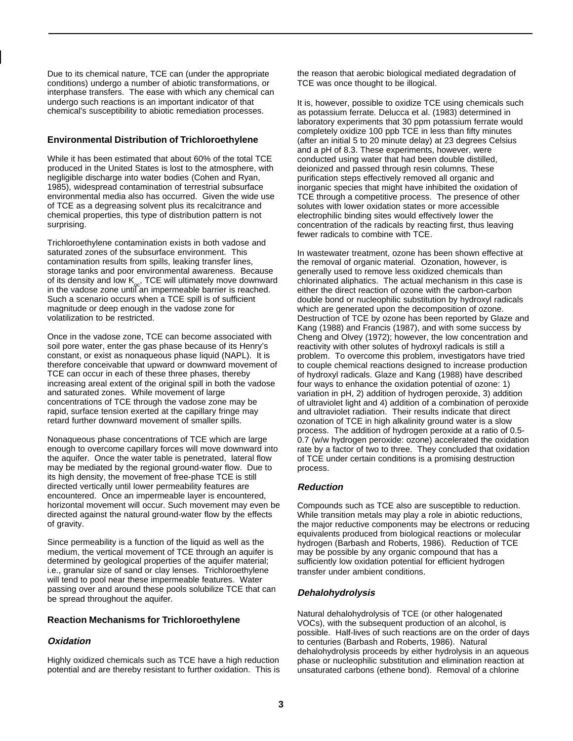Due to its chemical nature, TCE can (under the appropriate conditions) undergo a number of abiotic transformations, or interphase transfers. The ease with which any chemical can undergo such reactions is an important indicator of that chemical's susceptibility to abiotic remediation processes.

## Environmental Distribution of Trichloroethylene

While it has been estimated that about 60% of the total TCE produced in the United States is lost to the atmosphere, with negligible discharge into water bodies (Cohen and Ryan, 1985), widespread contamination of terrestrial subsurface environmental media also has occurred. Given the wide use of TCE as a degreasing solvent plus its recalcitrance and chemical properties, this type of distribution pattern is not surprising.

Trichloroethylene contamination exists in both vadose and saturated zones of the subsurface environment. This contamination results from spills, leaking transfer lines, storage tanks and poor environmental awareness. Because of its density and low $K_{oc}$, TCE will ultimately move downward in the vadose zone until an impermeable barrier is reached. Such a scenario occurs when a TCE spill is of sufficient magnitude or deep enough in the vadose zone for volatilization to be restricted.

Once in the vadose zone, TCE can become associated with soil pore water, enter the gas phase because of its Henry's constant, or exist as nonaqueous phase liquid (NAPL). It is therefore conceivable that upward or downward movement of TCE can occur in each of these three phases, thereby increasing areal extent of the original spill in both the vadose and saturated zones. While movement of large concentrations of TCE through the vadose zone may be rapid, surface tension exerted at the capillary fringe may retard further downward movement of smaller spills.

Nonaqueous phase concentrations of TCE which are large enough to overcome capillary forces will move downward into the aquifer. Once the water table is penetrated, lateral flow may be mediated by the regional ground-water flow. Due to its high density, the movement of free-phase TCE is still directed vertically until lower permeability features are encountered. Once an impermeable layer is encountered, horizontal movement will occur. Such movement may even be directed against the natural ground-water flow by the effects of gravity.

Since permeability is a function of the liquid as well as the medium, the vertical movement of TCE through an aquifer is determined by geological properties of the aquifer material; i.e., granular size of sand or clay lenses. Trichloroethylene will tend to pool near these impermeable features. Water passing over and around these pools solubilize TCE that can be spread throughout the aquifer.

## Reaction Mechanisms for Trichloroethylene

### *Oxidation*

Highly oxidized chemicals such as TCE have a high reduction potential and are thereby resistant to further oxidation. This is the reason that aerobic biological mediated degradation of TCE was once thought to be illogical.

It is, however, possible to oxidize TCE using chemicals such as potassium ferrate. Delucca et al. (1983) determined in laboratory experiments that 30 ppm potassium ferrate would completely oxidize 100 ppb TCE in less than fifty minutes (after an initial 5 to 20 minute delay) at 23 degrees Celsius and a pH of 8.3. These experiments, however, were conducted using water that had been double distilled, deionized and passed through resin columns. These purification steps effectively removed all organic and inorganic species that might have inhibited the oxidation of TCE through a competitive process. The presence of other solutes with lower oxidation states or more accessible electrophilic binding sites would effectively lower the concentration of the radicals by reacting first, thus leaving fewer radicals to combine with TCE.

In wastewater treatment, ozone has been shown effective at the removal of organic material. Ozonation, however, is generally used to remove less oxidized chemicals than chlorinated aliphatics. The actual mechanism in this case is either the direct reaction of ozone with the carbon-carbon double bond or nucleophilic substitution by hydroxyl radicals which are generated upon the decomposition of ozone. Destruction of TCE by ozone has been reported by Glaze and Kang (1988) and Francis (1987), and with some success by Cheng and Olvey (1972); however, the low concentration and reactivity with other solutes of hydroxyl radicals is still a problem. To overcome this problem, investigators have tried to couple chemical reactions designed to increase production of hydroxyl radicals. Glaze and Kang (1988) have described four ways to enhance the oxidation potential of ozone: 1) variation in pH, 2) addition of hydrogen peroxide, 3) addition of ultraviolet light and 4) addition of a combination of peroxide and ultraviolet radiation. Their results indicate that direct ozonation of TCE in high alkalinity ground water is a slow process. The addition of hydrogen peroxide at a ratio of 0.5-0.7 (w/w hydrogen peroxide: ozone) accelerated the oxidation rate by a factor of two to three. They concluded that oxidation of TCE under certain conditions is a promising destruction process.

### *Reduction*

Compounds such as TCE also are susceptible to reduction. While transition metals may play a role in abiotic reductions, the major reductive components may be electrons or reducing equivalents produced from biological reactions or molecular hydrogen (Barbash and Roberts, 1986). Reduction of TCE may be possible by any organic compound that has a sufficiently low oxidation potential for efficient hydrogen transfer under ambient conditions.

### *Dehalohydrolysis*

Natural dehalohydrolysis of TCE (or other halogenated VOCs), with the subsequent production of an alcohol, is possible. Half-lives of such reactions are on the order of days to centuries (Barbash and Roberts, 1986). Natural dehalohydrolysis proceeds by either hydrolysis in an aqueous phase or nucleophilic substitution and elimination reaction at unsaturated carbons (ethene bond). Removal of a chlorine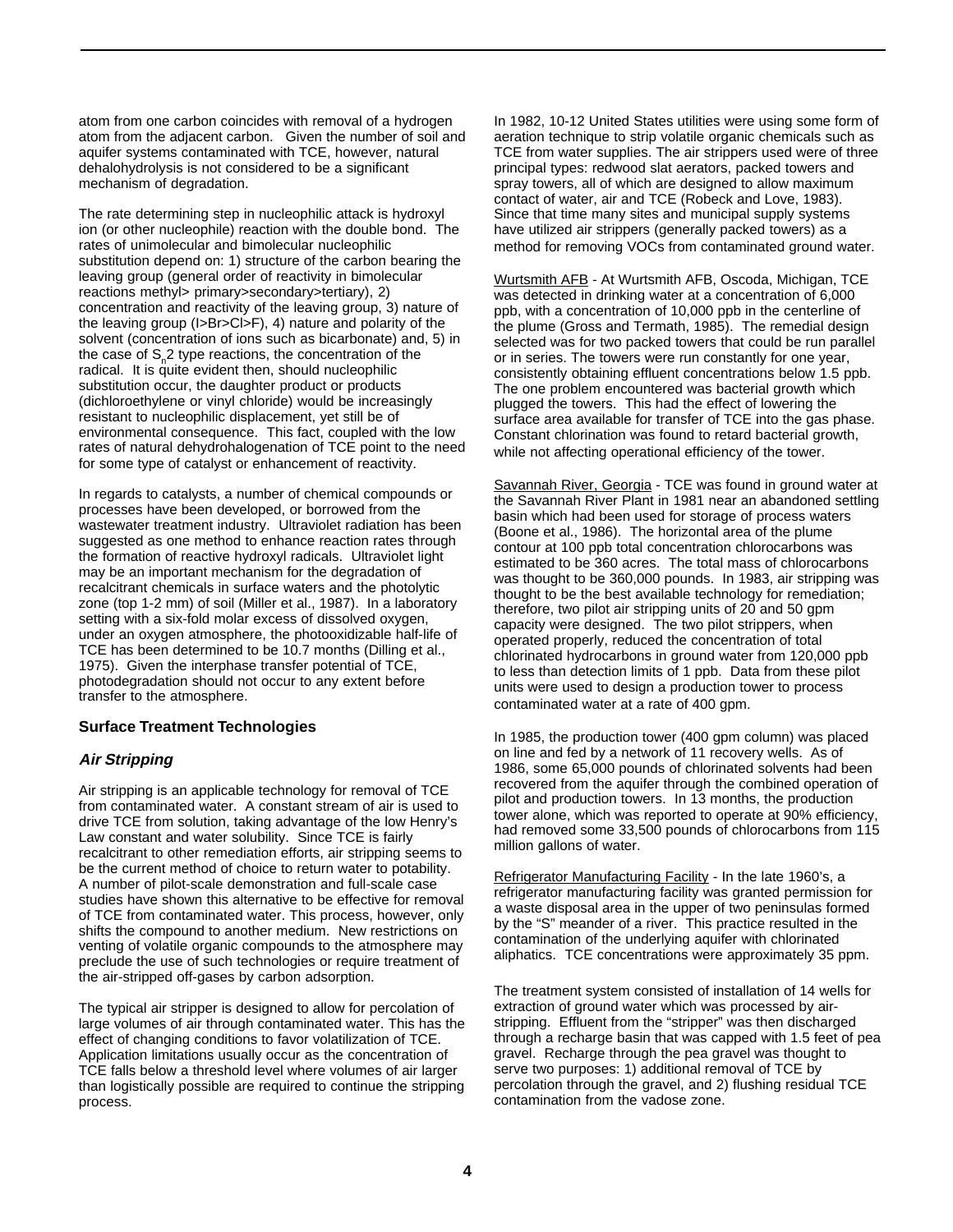atom from one carbon coincides with removal of a hydrogen atom from the adjacent carbon. Given the number of soil and aquifer systems contaminated with TCE, however, natural dehalohydrolysis is not considered to be a significant mechanism of degradation.

The rate determining step in nucleophilic attack is hydroxyl ion (or other nucleophile) reaction with the double bond. The rates of unimolecular and bimolecular nucleophilic substitution depend on: 1) structure of the carbon bearing the leaving group (general order of reactivity in bimolecular reactions methyl> primary>secondary>tertiary), 2) concentration and reactivity of the leaving group, 3) nature of the leaving group (I>Br>Cl>F), 4) nature and polarity of the solvent (concentration of ions such as bicarbonate) and, 5) in the case of $S_n2$ type reactions, the concentration of the radical. It is quite evident then, should nucleophilic substitution occur, the daughter product or products (dichloroethylene or vinyl chloride) would be increasingly resistant to nucleophilic displacement, yet still be of environmental consequence. This fact, coupled with the low rates of natural dehydrohalogenation of TCE point to the need for some type of catalyst or enhancement of reactivity.

In regards to catalysts, a number of chemical compounds or processes have been developed, or borrowed from the wastewater treatment industry. Ultraviolet radiation has been suggested as one method to enhance reaction rates through the formation of reactive hydroxyl radicals. Ultraviolet light may be an important mechanism for the degradation of recalcitrant chemicals in surface waters and the photolytic zone (top 1-2 mm) of soil (Miller et al., 1987). In a laboratory setting with a six-fold molar excess of dissolved oxygen, under an oxygen atmosphere, the photooxidizable half-life of TCE has been determined to be 10.7 months (Dilling et al., 1975). Given the interphase transfer potential of TCE, photodegradation should not occur to any extent before transfer to the atmosphere.

## Surface Treatment Technologies

### *Air Stripping*

Air stripping is an applicable technology for removal of TCE from contaminated water. A constant stream of air is used to drive TCE from solution, taking advantage of the low Henry's Law constant and water solubility. Since TCE is fairly recalcitrant to other remediation efforts, air stripping seems to be the current method of choice to return water to potability. A number of pilot-scale demonstration and full-scale case studies have shown this alternative to be effective for removal of TCE from contaminated water. This process, however, only shifts the compound to another medium. New restrictions on venting of volatile organic compounds to the atmosphere may preclude the use of such technologies or require treatment of the air-stripped off-gases by carbon adsorption.

The typical air stripper is designed to allow for percolation of large volumes of air through contaminated water. This has the effect of changing conditions to favor volatilization of TCE. Application limitations usually occur as the concentration of TCE falls below a threshold level where volumes of air larger than logistically possible are required to continue the stripping process.

In 1982, 10-12 United States utilities were using some form of aeration technique to strip volatile organic chemicals such as TCE from water supplies. The air strippers used were of three principal types: redwood slat aerators, packed towers and spray towers, all of which are designed to allow maximum contact of water, air and TCE (Robeck and Love, 1983). Since that time many sites and municipal supply systems have utilized air strippers (generally packed towers) as a method for removing VOCs from contaminated ground water.

Wurtsmith AFB - At Wurtsmith AFB, Oscoda, Michigan, TCE was detected in drinking water at a concentration of 6,000 ppb, with a concentration of 10,000 ppb in the centerline of the plume (Gross and Termath, 1985). The remedial design selected was for two packed towers that could be run parallel or in series. The towers were run constantly for one year, consistently obtaining effluent concentrations below 1.5 ppb. The one problem encountered was bacterial growth which plugged the towers. This had the effect of lowering the surface area available for transfer of TCE into the gas phase. Constant chlorination was found to retard bacterial growth, while not affecting operational efficiency of the tower.

Savannah River, Georgia - TCE was found in ground water at the Savannah River Plant in 1981 near an abandoned settling basin which had been used for storage of process waters (Boone et al., 1986). The horizontal area of the plume contour at 100 ppb total concentration chlorocarbons was estimated to be 360 acres. The total mass of chlorocarbons was thought to be 360,000 pounds. In 1983, air stripping was thought to be the best available technology for remediation; therefore, two pilot air stripping units of 20 and 50 gpm capacity were designed. The two pilot strippers, when operated properly, reduced the concentration of total chlorinated hydrocarbons in ground water from 120,000 ppb to less than detection limits of 1 ppb. Data from these pilot units were used to design a production tower to process contaminated water at a rate of 400 gpm.

In 1985, the production tower (400 gpm column) was placed on line and fed by a network of 11 recovery wells. As of 1986, some 65,000 pounds of chlorinated solvents had been recovered from the aquifer through the combined operation of pilot and production towers. In 13 months, the production tower alone, which was reported to operate at 90% efficiency, had removed some 33,500 pounds of chlorocarbons from 115 million gallons of water.

Refrigerator Manufacturing Facility - In the late 1960's, a refrigerator manufacturing facility was granted permission for a waste disposal area in the upper of two peninsulas formed by the "S" meander of a river. This practice resulted in the contamination of the underlying aquifer with chlorinated aliphatics. TCE concentrations were approximately 35 ppm.

The treatment system consisted of installation of 14 wells for extraction of ground water which was processed by air-stripping. Effluent from the "stripper" was then discharged through a recharge basin that was capped with 1.5 feet of pea gravel. Recharge through the pea gravel was thought to serve two purposes: 1) additional removal of TCE by percolation through the gravel, and 2) flushing residual TCE contamination from the vadose zone.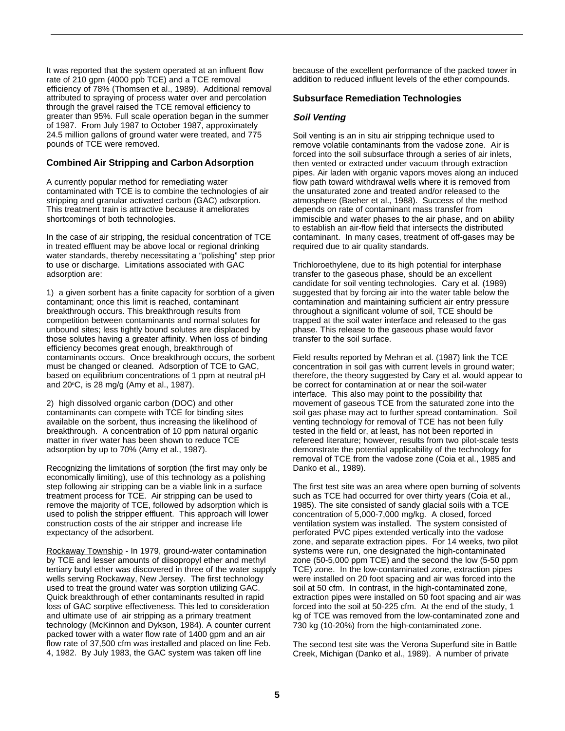It was reported that the system operated at an influent flow rate of 210 gpm (4000 ppb TCE) and a TCE removal efficiency of 78% (Thomsen et al., 1989). Additional removal attributed to spraying of process water over and percolation through the gravel raised the TCE removal efficiency to greater than 95%. Full scale operation began in the summer of 1987. From July 1987 to October 1987, approximately 24.5 million gallons of ground water were treated, and 775 pounds of TCE were removed.

### Combined Air Stripping and Carbon Adsorption

A currently popular method for remediating water contaminated with TCE is to combine the technologies of air stripping and granular activated carbon (GAC) adsorption. This treatment train is attractive because it ameliorates shortcomings of both technologies.

In the case of air stripping, the residual concentration of TCE in treated effluent may be above local or regional drinking water standards, thereby necessitating a "polishing" step prior to use or discharge. Limitations associated with GAC adsorption are:

1) a given sorbent has a finite capacity for sorbtion of a given contaminant; once this limit is reached, contaminant breakthrough occurs. This breakthrough results from competition between contaminants and normal solutes for unbound sites; less tightly bound solutes are displaced by those solutes having a greater affinity. When loss of binding efficiency becomes great enough, breakthrough of contaminants occurs. Once breakthrough occurs, the sorbent must be changed or cleaned. Adsorption of TCE to GAC, based on equilibrium concentrations of 1 ppm at neutral pH and 20°C, is 28 mg/g (Amy et al., 1987).

2) high dissolved organic carbon (DOC) and other contaminants can compete with TCE for binding sites available on the sorbent, thus increasing the likelihood of breakthrough. A concentration of 10 ppm natural organic matter in river water has been shown to reduce TCE adsorption by up to 70% (Amy et al., 1987).

Recognizing the limitations of sorption (the first may only be economically limiting), use of this technology as a polishing step following air stripping can be a viable link in a surface treatment process for TCE. Air stripping can be used to remove the majority of TCE, followed by adsorption which is used to polish the stripper effluent. This approach will lower construction costs of the air stripper and increase life expectancy of the adsorbent.

Rockaway Township - In 1979, ground-water contamination by TCE and lesser amounts of diisopropyl ether and methyl tertiary butyl ether was discovered in three of the water supply wells serving Rockaway, New Jersey. The first technology used to treat the ground water was sorption utilizing GAC. Quick breakthrough of ether contaminants resulted in rapid loss of GAC sorptive effectiveness. This led to consideration and ultimate use of air stripping as a primary treatment technology (McKinnon and Dykson, 1984). A counter current packed tower with a water flow rate of 1400 gpm and an air flow rate of 37,500 cfm was installed and placed on line Feb. 4, 1982. By July 1983, the GAC system was taken off line because of the excellent performance of the packed tower in addition to reduced influent levels of the ether compounds.

## Subsurface Remediation Technologies

### *Soil Venting*

Soil venting is an in situ air stripping technique used to remove volatile contaminants from the vadose zone. Air is forced into the soil subsurface through a series of air inlets, then vented or extracted under vacuum through extraction pipes. Air laden with organic vapors moves along an induced flow path toward withdrawal wells where it is removed from the unsaturated zone and treated and/or released to the atmosphere (Baeher et al., 1988). Success of the method depends on rate of contaminant mass transfer from immiscible and water phases to the air phase, and on ability to establish an air-flow field that intersects the distributed contaminant. In many cases, treatment of off-gases may be required due to air quality standards.

Trichloroethylene, due to its high potential for interphase transfer to the gaseous phase, should be an excellent candidate for soil venting technologies. Cary et al. (1989) suggested that by forcing air into the water table below the contamination and maintaining sufficient air entry pressure throughout a significant volume of soil, TCE should be trapped at the soil water interface and released to the gas phase. This release to the gaseous phase would favor transfer to the soil surface.

Field results reported by Mehran et al. (1987) link the TCE concentration in soil gas with current levels in ground water; therefore, the theory suggested by Cary et al. would appear to be correct for contamination at or near the soil-water interface. This also may point to the possibility that movement of gaseous TCE from the saturated zone into the soil gas phase may act to further spread contamination. Soil venting technology for removal of TCE has not been fully tested in the field or, at least, has not been reported in refereed literature; however, results from two pilot-scale tests demonstrate the potential applicability of the technology for removal of TCE from the vadose zone (Coia et al., 1985 and Danko et al., 1989).

The first test site was an area where open burning of solvents such as TCE had occurred for over thirty years (Coia et al., 1985). The site consisted of sandy glacial soils with a TCE concentration of 5,000-7,000 mg/kg. A closed, forced ventilation system was installed. The system consisted of perforated PVC pipes extended vertically into the vadose zone, and separate extraction pipes. For 14 weeks, two pilot systems were run, one designated the high-contaminated zone (50-5,000 ppm TCE) and the second the low (5-50 ppm TCE) zone. In the low-contaminated zone, extraction pipes were installed on 20 foot spacing and air was forced into the soil at 50 cfm. In contrast, in the high-contaminated zone, extraction pipes were installed on 50 foot spacing and air was forced into the soil at 50-225 cfm. At the end of the study, 1 kg of TCE was removed from the low-contaminated zone and 730 kg (10-20%) from the high-contaminated zone.

The second test site was the Verona Superfund site in Battle Creek, Michigan (Danko et al., 1989). A number of private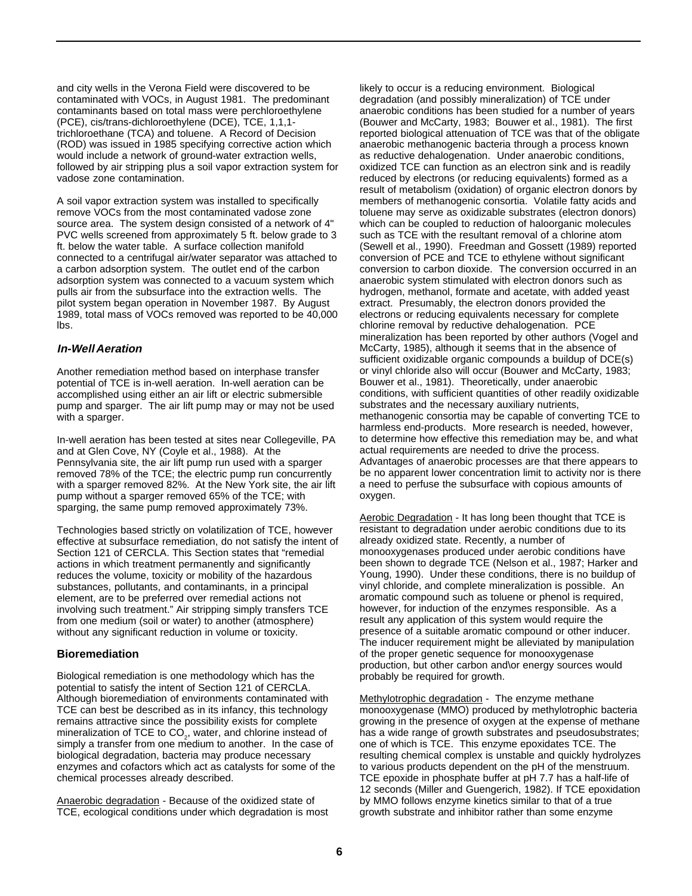and city wells in the Verona Field were discovered to be contaminated with VOCs, in August 1981. The predominant contaminants based on total mass were perchloroethylene (PCE), cis/trans-dichloroethylene (DCE), TCE, 1,1,1-trichloroethane (TCA) and toluene. A Record of Decision (ROD) was issued in 1985 specifying corrective action which would include a network of ground-water extraction wells, followed by air stripping plus a soil vapor extraction system for vadose zone contamination.

A soil vapor extraction system was installed to specifically remove VOCs from the most contaminated vadose zone source area. The system design consisted of a network of 4" PVC wells screened from approximately 5 ft. below grade to 3 ft. below the water table. A surface collection manifold connected to a centrifugal air/water separator was attached to a carbon adsorption system. The outlet end of the carbon adsorption system was connected to a vacuum system which pulls air from the subsurface into the extraction wells. The pilot system began operation in November 1987. By August 1989, total mass of VOCs removed was reported to be 40,000 lbs.

### *In-Well Aeration*

Another remediation method based on interphase transfer potential of TCE is in-well aeration. In-well aeration can be accomplished using either an air lift or electric submersible pump and sparger. The air lift pump may or may not be used with a sparger.

In-well aeration has been tested at sites near Collegeville, PA and at Glen Cove, NY (Coyle et al., 1988). At the Pennsylvania site, the air lift pump run used with a sparger removed 78% of the TCE; the electric pump run concurrently with a sparger removed 82%. At the New York site, the air lift pump without a sparger removed 65% of the TCE; with sparging, the same pump removed approximately 73%.

Technologies based strictly on volatilization of TCE, however effective at subsurface remediation, do not satisfy the intent of Section 121 of CERCLA. This Section states that "remedial actions in which treatment permanently and significantly reduces the volume, toxicity or mobility of the hazardous substances, pollutants, and contaminants, in a principal element, are to be preferred over remedial actions not involving such treatment." Air stripping simply transfers TCE from one medium (soil or water) to another (atmosphere) without any significant reduction in volume or toxicity.

### Bioremediation

Biological remediation is one methodology which has the potential to satisfy the intent of Section 121 of CERCLA. Although bioremediation of environments contaminated with TCE can best be described as in its infancy, this technology remains attractive since the possibility exists for complete mineralization of TCE to $CO_2$, water, and chlorine instead of simply a transfer from one medium to another. In the case of biological degradation, bacteria may produce necessary enzymes and cofactors which act as catalysts for some of the chemical processes already described.

Anaerobic degradation - Because of the oxidized state of TCE, ecological conditions under which degradation is most likely to occur is a reducing environment. Biological degradation (and possibly mineralization) of TCE under anaerobic conditions has been studied for a number of years (Bouwer and McCarty, 1983; Bouwer et al., 1981). The first reported biological attenuation of TCE was that of the obligate anaerobic methanogenic bacteria through a process known as reductive dehalogenation. Under anaerobic conditions, oxidized TCE can function as an electron sink and is readily reduced by electrons (or reducing equivalents) formed as a result of metabolism (oxidation) of organic electron donors by members of methanogenic consortia. Volatile fatty acids and toluene may serve as oxidizable substrates (electron donors) which can be coupled to reduction of haloorganic molecules such as TCE with the resultant removal of a chlorine atom (Sewell et al., 1990). Freedman and Gossett (1989) reported conversion of PCE and TCE to ethylene without significant conversion to carbon dioxide. The conversion occurred in an anaerobic system stimulated with electron donors such as hydrogen, methanol, formate and acetate, with added yeast extract. Presumably, the electron donors provided the electrons or reducing equivalents necessary for complete chlorine removal by reductive dehalogenation. PCE mineralization has been reported by other authors (Vogel and McCarty, 1985), although it seems that in the absence of sufficient oxidizable organic compounds a buildup of DCE(s) or vinyl chloride also will occur (Bouwer and McCarty, 1983; Bouwer et al., 1981). Theoretically, under anaerobic conditions, with sufficient quantities of other readily oxidizable substrates and the necessary auxiliary nutrients, methanogenic consortia may be capable of converting TCE to harmless end-products. More research is needed, however, to determine how effective this remediation may be, and what actual requirements are needed to drive the process. Advantages of anaerobic processes are that there appears to be no apparent lower concentration limit to activity nor is there a need to perfuse the subsurface with copious amounts of oxygen.

Aerobic Degradation - It has long been thought that TCE is resistant to degradation under aerobic conditions due to its already oxidized state. Recently, a number of monooxygenases produced under aerobic conditions have been shown to degrade TCE (Nelson et al., 1987; Harker and Young, 1990). Under these conditions, there is no buildup of vinyl chloride, and complete mineralization is possible. An aromatic compound such as toluene or phenol is required, however, for induction of the enzymes responsible. As a result any application of this system would require the presence of a suitable aromatic compound or other inducer. The inducer requirement might be alleviated by manipulation of the proper genetic sequence for monooxygenase production, but other carbon and\or energy sources would probably be required for growth.

Methylotrophic degradation - The enzyme methane monooxygenase (MMO) produced by methylotrophic bacteria growing in the presence of oxygen at the expense of methane has a wide range of growth substrates and pseudosubstrates; one of which is TCE. This enzyme epoxidates TCE. The resulting chemical complex is unstable and quickly hydrolyzes to various products dependent on the pH of the menstruum. TCE epoxide in phosphate buffer at pH 7.7 has a half-life of 12 seconds (Miller and Guengerich, 1982). If TCE epoxidation by MMO follows enzyme kinetics similar to that of a true growth substrate and inhibitor rather than some enzyme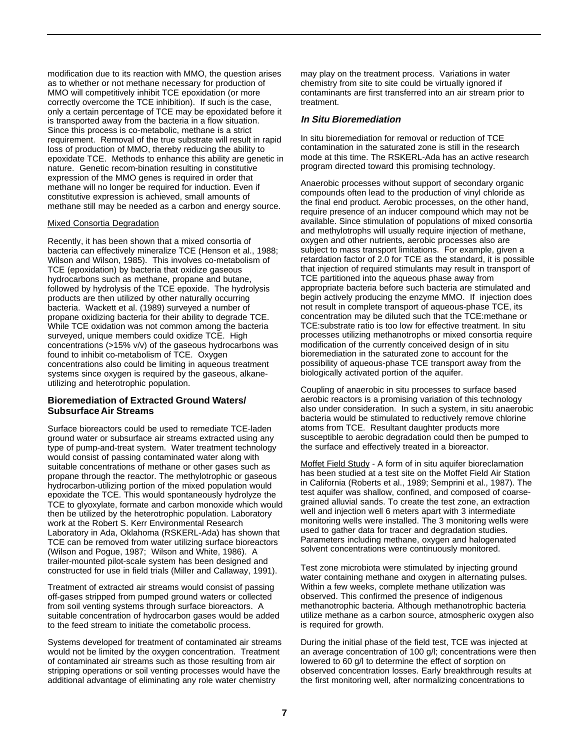modification due to its reaction with MMO, the question arises as to whether or not methane necessary for production of MMO will competitively inhibit TCE epoxidation (or more correctly overcome the TCE inhibition). If such is the case, only a certain percentage of TCE may be epoxidated before it is transported away from the bacteria in a flow situation. Since this process is co-metabolic, methane is a strict requirement. Removal of the true substrate will result in rapid loss of production of MMO, thereby reducing the ability to epoxidate TCE. Methods to enhance this ability are genetic in nature. Genetic recom-bination resulting in constitutive expression of the MMO genes is required in order that methane will no longer be required for induction. Even if constitutive expression is achieved, small amounts of methane still may be needed as a carbon and energy source.

Mixed Consortia Degradation

Recently, it has been shown that a mixed consortia of bacteria can effectively mineralize TCE (Henson et al., 1988; Wilson and Wilson, 1985). This involves co-metabolism of TCE (epoxidation) by bacteria that oxidize gaseous hydrocarbons such as methane, propane and butane, followed by hydrolysis of the TCE epoxide. The hydrolysis products are then utilized by other naturally occurring bacteria. Wackett et al. (1989) surveyed a number of propane oxidizing bacteria for their ability to degrade TCE. While TCE oxidation was not common among the bacteria surveyed, unique members could oxidize TCE. High concentrations (>15% v/v) of the gaseous hydrocarbons was found to inhibit co-metabolism of TCE. Oxygen concentrations also could be limiting in aqueous treatment systems since oxygen is required by the gaseous, alkane-utilizing and heterotrophic population.

## Bioremediation of Extracted Ground Waters/ Subsurface Air Streams

Surface bioreactors could be used to remediate TCE-laden ground water or subsurface air streams extracted using any type of pump-and-treat system. Water treatment technology would consist of passing contaminated water along with suitable concentrations of methane or other gases such as propane through the reactor. The methylotrophic or gaseous hydrocarbon-utilizing portion of the mixed population would epoxidate the TCE. This would spontaneously hydrolyze the TCE to glyoxylate, formate and carbon monoxide which would then be utilized by the heterotrophic population. Laboratory work at the Robert S. Kerr Environmental Research Laboratory in Ada, Oklahoma (RSKERL-Ada) has shown that TCE can be removed from water utilizing surface bioreactors (Wilson and Pogue, 1987; Wilson and White, 1986). A trailer-mounted pilot-scale system has been designed and constructed for use in field trials (Miller and Callaway, 1991).

Treatment of extracted air streams would consist of passing off-gases stripped from pumped ground waters or collected from soil venting systems through surface bioreactors. A suitable concentration of hydrocarbon gases would be added to the feed stream to initiate the cometabolic process.

Systems developed for treatment of contaminated air streams would not be limited by the oxygen concentration. Treatment of contaminated air streams such as those resulting from air stripping operations or soil venting processes would have the additional advantage of eliminating any role water chemistry may play on the treatment process. Variations in water chemistry from site to site could be virtually ignored if contaminants are first transferred into an air stream prior to treatment.

### *In Situ Bioremediation*

In situ bioremediation for removal or reduction of TCE contamination in the saturated zone is still in the research mode at this time. The RSKERL-Ada has an active research program directed toward this promising technology.

Anaerobic processes without support of secondary organic compounds often lead to the production of vinyl chloride as the final end product. Aerobic processes, on the other hand, require presence of an inducer compound which may not be available. Since stimulation of populations of mixed consortia and methylotrophs will usually require injection of methane, oxygen and other nutrients, aerobic processes also are subject to mass transport limitations. For example, given a retardation factor of 2.0 for TCE as the standard, it is possible that injection of required stimulants may result in transport of TCE partitioned into the aqueous phase away from appropriate bacteria before such bacteria are stimulated and begin actively producing the enzyme MMO. If injection does not result in complete transport of aqueous-phase TCE, its concentration may be diluted such that the TCE:methane or TCE:substrate ratio is too low for effective treatment. In situ processes utilizing methanotrophs or mixed consortia require modification of the currently conceived design of in situ bioremediation in the saturated zone to account for the possibility of aqueous-phase TCE transport away from the biologically activated portion of the aquifer.

Coupling of anaerobic in situ processes to surface based aerobic reactors is a promising variation of this technology also under consideration. In such a system, in situ anaerobic bacteria would be stimulated to reductively remove chlorine atoms from TCE. Resultant daughter products more susceptible to aerobic degradation could then be pumped to the surface and effectively treated in a bioreactor.

Moffet Field Study - A form of in situ aquifer bioreclamation has been studied at a test site on the Moffet Field Air Station in California (Roberts et al., 1989; Semprini et al., 1987). The test aquifer was shallow, confined, and composed of coarse-grained alluvial sands. To create the test zone, an extraction well and injection well 6 meters apart with 3 intermediate monitoring wells were installed. The 3 monitoring wells were used to gather data for tracer and degradation studies. Parameters including methane, oxygen and halogenated solvent concentrations were continuously monitored.

Test zone microbiota were stimulated by injecting ground water containing methane and oxygen in alternating pulses. Within a few weeks, complete methane utilization was observed. This confirmed the presence of indigenous methanotrophic bacteria. Although methanotrophic bacteria utilize methane as a carbon source, atmospheric oxygen also is required for growth.

During the initial phase of the field test, TCE was injected at an average concentration of 100 g/l; concentrations were then lowered to 60 g/l to determine the effect of sorption on observed concentration losses. Early breakthrough results at the first monitoring well, after normalizing concentrations to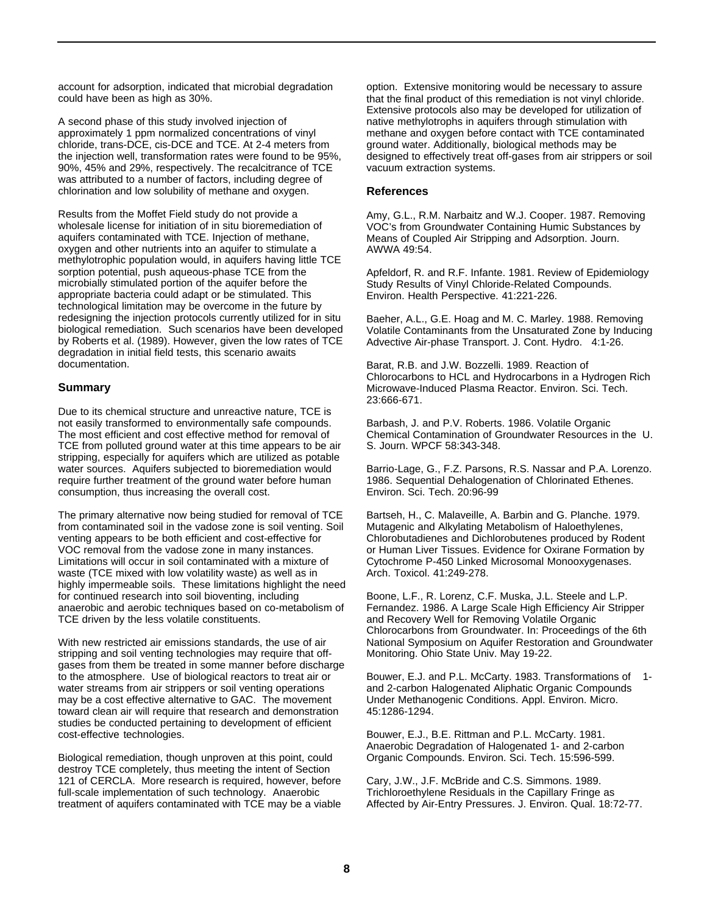account for adsorption, indicated that microbial degradation could have been as high as 30%.

A second phase of this study involved injection of approximately 1 ppm normalized concentrations of vinyl chloride, trans-DCE, cis-DCE and TCE. At 2-4 meters from the injection well, transformation rates were found to be 95%, 90%, 45% and 29%, respectively. The recalcitrance of TCE was attributed to a number of factors, including degree of chlorination and low solubility of methane and oxygen.

Results from the Moffet Field study do not provide a wholesale license for initiation of in situ bioremediation of aquifers contaminated with TCE. Injection of methane, oxygen and other nutrients into an aquifer to stimulate a methylotrophic population would, in aquifers having little TCE sorption potential, push aqueous-phase TCE from the microbially stimulated portion of the aquifer before the appropriate bacteria could adapt or be stimulated. This technological limitation may be overcome in the future by redesigning the injection protocols currently utilized for in situ biological remediation. Such scenarios have been developed by Roberts et al. (1989). However, given the low rates of TCE degradation in initial field tests, this scenario awaits documentation.

## Summary

Due to its chemical structure and unreactive nature, TCE is not easily transformed to environmentally safe compounds. The most efficient and cost effective method for removal of TCE from polluted ground water at this time appears to be air stripping, especially for aquifers which are utilized as potable water sources. Aquifers subjected to bioremediation would require further treatment of the ground water before human consumption, thus increasing the overall cost.

The primary alternative now being studied for removal of TCE from contaminated soil in the vadose zone is soil venting. Soil venting appears to be both efficient and cost-effective for VOC removal from the vadose zone in many instances. Limitations will occur in soil contaminated with a mixture of waste (TCE mixed with low volatility waste) as well as in highly impermeable soils. These limitations highlight the need for continued research into soil bioventing, including anaerobic and aerobic techniques based on co-metabolism of TCE driven by the less volatile constituents.

With new restricted air emissions standards, the use of air stripping and soil venting technologies may require that off-gases from them be treated in some manner before discharge to the atmosphere. Use of biological reactors to treat air or water streams from air strippers or soil venting operations may be a cost effective alternative to GAC. The movement toward clean air will require that research and demonstration studies be conducted pertaining to development of efficient cost-effective technologies.

Biological remediation, though unproven at this point, could destroy TCE completely, thus meeting the intent of Section 121 of CERCLA. More research is required, however, before full-scale implementation of such technology. Anaerobic treatment of aquifers contaminated with TCE may be a viable option. Extensive monitoring would be necessary to assure that the final product of this remediation is not vinyl chloride. Extensive protocols also may be developed for utilization of native methylotrophs in aquifers through stimulation with methane and oxygen before contact with TCE contaminated ground water. Additionally, biological methods may be designed to effectively treat off-gases from air strippers or soil vacuum extraction systems.

## References

Amy, G.L., R.M. Narbaitz and W.J. Cooper. 1987. Removing VOC's from Groundwater Containing Humic Substances by Means of Coupled Air Stripping and Adsorption. Journ. AWWA 49:54.

Apfeldorf, R. and R.F. Infante. 1981. Review of Epidemiology Study Results of Vinyl Chloride-Related Compounds. Environ. Health Perspective. 41:221-226.

Baeher, A.L., G.E. Hoag and M. C. Marley. 1988. Removing Volatile Contaminants from the Unsaturated Zone by Inducing Advective Air-phase Transport. J. Cont. Hydro. 4:1-26.

Barat, R.B. and J.W. Bozzelli. 1989. Reaction of Chlorocarbons to HCL and Hydrocarbons in a Hydrogen Rich Microwave-Induced Plasma Reactor. Environ. Sci. Tech. 23:666-671.

Barbash, J. and P.V. Roberts. 1986. Volatile Organic Chemical Contamination of Groundwater Resources in the U. S. Journ. WPCF 58:343-348.

Barrio-Lage, G., F.Z. Parsons, R.S. Nassar and P.A. Lorenzo. 1986. Sequential Dehalogenation of Chlorinated Ethenes. Environ. Sci. Tech. 20:96-99

Bartseh, H., C. Malaveille, A. Barbin and G. Planche. 1979. Mutagenic and Alkylating Metabolism of Haloethylenes, Chlorobutadienes and Dichlorobutenes produced by Rodent or Human Liver Tissues. Evidence for Oxirane Formation by Cytochrome P-450 Linked Microsomal Monooxygenases. Arch. Toxicol. 41:249-278.

Boone, L.F., R. Lorenz, C.F. Muska, J.L. Steele and L.P. Fernandez. 1986. A Large Scale High Efficiency Air Stripper and Recovery Well for Removing Volatile Organic Chlorocarbons from Groundwater. In: Proceedings of the 6th National Symposium on Aquifer Restoration and Groundwater Monitoring. Ohio State Univ. May 19-22.

Bouwer, E.J. and P.L. McCarty. 1983. Transformations of 1- and 2-carbon Halogenated Aliphatic Organic Compounds Under Methanogenic Conditions. Appl. Environ. Micro. 45:1286-1294.

Bouwer, E.J., B.E. Rittman and P.L. McCarty. 1981. Anaerobic Degradation of Halogenated 1- and 2-carbon Organic Compounds. Environ. Sci. Tech. 15:596-599.

Cary, J.W., J.F. McBride and C.S. Simmons. 1989. Trichloroethylene Residuals in the Capillary Fringe as Affected by Air-Entry Pressures. J. Environ. Qual. 18:72-77.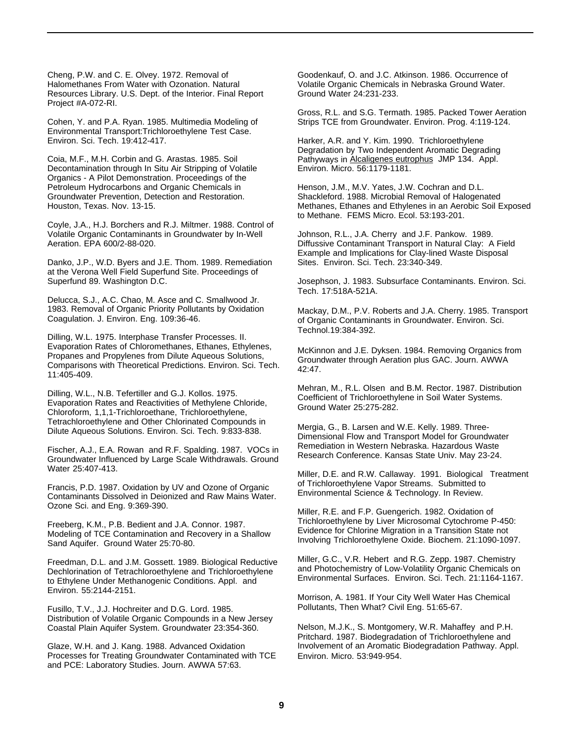Cheng, P.W. and C. E. Olvey. 1972. Removal of Halomethanes From Water with Ozonation. Natural Resources Library. U.S. Dept. of the Interior. Final Report Project #A-072-RI.

Cohen, Y. and P.A. Ryan. 1985. Multimedia Modeling of Environmental Transport:Trichloroethylene Test Case. Environ. Sci. Tech. 19:412-417.

Coia, M.F., M.H. Corbin and G. Arastas. 1985. Soil Decontamination through In Situ Air Stripping of Volatile Organics - A Pilot Demonstration. Proceedings of the Petroleum Hydrocarbons and Organic Chemicals in Groundwater Prevention, Detection and Restoration. Houston, Texas. Nov. 13-15.

Coyle, J.A., H.J. Borchers and R.J. Miltmer. 1988. Control of Volatile Organic Contaminants in Groundwater by In-Well Aeration. EPA 600/2-88-020.

Danko, J.P., W.D. Byers and J.E. Thom. 1989. Remediation at the Verona Well Field Superfund Site. Proceedings of Superfund 89. Washington D.C.

Delucca, S.J., A.C. Chao, M. Asce and C. Smallwood Jr. 1983. Removal of Organic Priority Pollutants by Oxidation Coagulation. J. Environ. Eng. 109:36-46.

Dilling, W.L. 1975. Interphase Transfer Processes. II. Evaporation Rates of Chloromethanes, Ethanes, Ethylenes, Propanes and Propylenes from Dilute Aqueous Solutions, Comparisons with Theoretical Predictions. Environ. Sci. Tech. 11:405-409.

Dilling, W.L., N.B. Tefertiller and G.J. Kollos. 1975. Evaporation Rates and Reactivities of Methylene Chloride, Chloroform, 1,1,1-Trichloroethane, Trichloroethylene, Tetrachloroethylene and Other Chlorinated Compounds in Dilute Aqueous Solutions. Environ. Sci. Tech. 9:833-838.

Fischer, A.J., E.A. Rowan and R.F. Spalding. 1987. VOCs in Groundwater Influenced by Large Scale Withdrawals. Ground Water 25:407-413.

Francis, P.D. 1987. Oxidation by UV and Ozone of Organic Contaminants Dissolved in Deionized and Raw Mains Water. Ozone Sci. and Eng. 9:369-390.

Freeberg, K.M., P.B. Bedient and J.A. Connor. 1987. Modeling of TCE Contamination and Recovery in a Shallow Sand Aquifer. Ground Water 25:70-80.

Freedman, D.L. and J.M. Gossett. 1989. Biological Reductive Dechlorination of Tetrachloroethylene and Trichloroethylene to Ethylene Under Methanogenic Conditions. Appl. and Environ. 55:2144-2151.

Fusillo, T.V., J.J. Hochreiter and D.G. Lord. 1985. Distribution of Volatile Organic Compounds in a New Jersey Coastal Plain Aquifer System. Groundwater 23:354-360.

Glaze, W.H. and J. Kang. 1988. Advanced Oxidation Processes for Treating Groundwater Contaminated with TCE and PCE: Laboratory Studies. Journ. AWWA 57:63.

Goodenkauf, O. and J.C. Atkinson. 1986. Occurrence of Volatile Organic Chemicals in Nebraska Ground Water. Ground Water 24:231-233.

Gross, R.L. and S.G. Termath. 1985. Packed Tower Aeration Strips TCE from Groundwater. Environ. Prog. 4:119-124.

Harker, A.R. and Y. Kim. 1990. Trichloroethylene Degradation by Two Independent Aromatic Degrading Pathyways in Alcaligenes eutrophus JMP 134. Appl. Environ. Micro. 56:1179-1181.

Henson, J.M., M.V. Yates, J.W. Cochran and D.L. Shackleford. 1988. Microbial Removal of Halogenated Methanes, Ethanes and Ethylenes in an Aerobic Soil Exposed to Methane. FEMS Micro. Ecol. 53:193-201.

Johnson, R.L., J.A. Cherry and J.F. Pankow. 1989. Diffussive Contaminant Transport in Natural Clay: A Field Example and Implications for Clay-lined Waste Disposal Sites. Environ. Sci. Tech. 23:340-349.

Josephson, J. 1983. Subsurface Contaminants. Environ. Sci. Tech. 17:518A-521A.

Mackay, D.M., P.V. Roberts and J.A. Cherry. 1985. Transport of Organic Contaminants in Groundwater. Environ. Sci. Technol.19:384-392.

McKinnon and J.E. Dyksen. 1984. Removing Organics from Groundwater through Aeration plus GAC. Journ. AWWA 42:47.

Mehran, M., R.L. Olsen and B.M. Rector. 1987. Distribution Coefficient of Trichloroethylene in Soil Water Systems. Ground Water 25:275-282.

Mergia, G., B. Larsen and W.E. Kelly. 1989. Three-Dimensional Flow and Transport Model for Groundwater Remediation in Western Nebraska. Hazardous Waste Research Conference. Kansas State Univ. May 23-24.

Miller, D.E. and R.W. Callaway. 1991. Biological Treatment of Trichloroethylene Vapor Streams. Submitted to Environmental Science & Technology. In Review.

Miller, R.E. and F.P. Guengerich. 1982. Oxidation of Trichloroethylene by Liver Microsomal Cytochrome P-450: Evidence for Chlorine Migration in a Transition State not Involving Trichloroethylene Oxide. Biochem. 21:1090-1097.

Miller, G.C., V.R. Hebert and R.G. Zepp. 1987. Chemistry and Photochemistry of Low-Volatility Organic Chemicals on Environmental Surfaces. Environ. Sci. Tech. 21:1164-1167.

Morrison, A. 1981. If Your City Well Water Has Chemical Pollutants, Then What? Civil Eng. 51:65-67.

Nelson, M.J.K., S. Montgomery, W.R. Mahaffey and P.H. Pritchard. 1987. Biodegradation of Trichloroethylene and Involvement of an Aromatic Biodegradation Pathway. Appl. Environ. Micro. 53:949-954.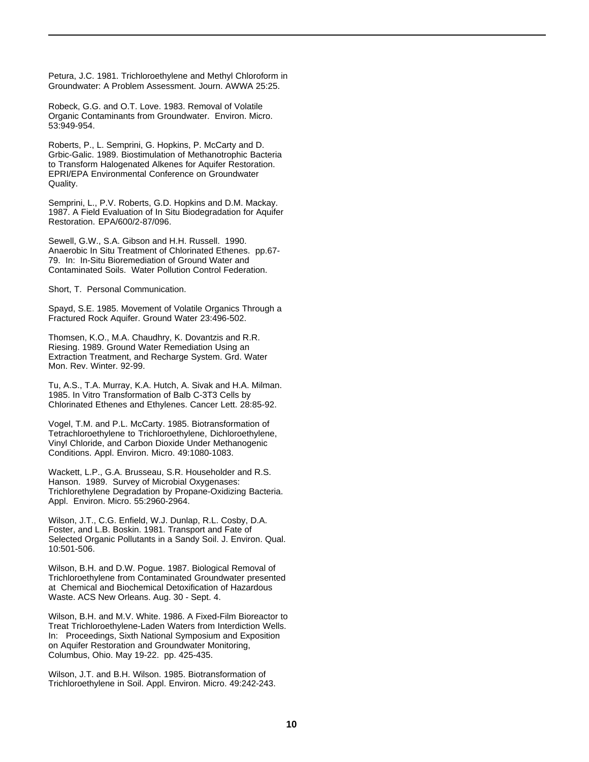Petura, J.C. 1981. Trichloroethylene and Methyl Chloroform in Groundwater: A Problem Assessment. Journ. AWWA 25:25.

Robeck, G.G. and O.T. Love. 1983. Removal of Volatile Organic Contaminants from Groundwater. Environ. Micro. 53:949-954.

Roberts, P., L. Semprini, G. Hopkins, P. McCarty and D. Grbic-Galic. 1989. Biostimulation of Methanotrophic Bacteria to Transform Halogenated Alkenes for Aquifer Restoration. EPRI/EPA Environmental Conference on Groundwater Quality.

Semprini, L., P.V. Roberts, G.D. Hopkins and D.M. Mackay. 1987. A Field Evaluation of In Situ Biodegradation for Aquifer Restoration. EPA/600/2-87/096.

Sewell, G.W., S.A. Gibson and H.H. Russell. 1990. Anaerobic In Situ Treatment of Chlorinated Ethenes. pp.67-79. In: In-Situ Bioremediation of Ground Water and Contaminated Soils. Water Pollution Control Federation.

Short, T. Personal Communication.

Spayd, S.E. 1985. Movement of Volatile Organics Through a Fractured Rock Aquifer. Ground Water 23:496-502.

Thomsen, K.O., M.A. Chaudhry, K. Dovantzis and R.R. Riesing. 1989. Ground Water Remediation Using an Extraction Treatment, and Recharge System. Grd. Water Mon. Rev. Winter. 92-99.

Tu, A.S., T.A. Murray, K.A. Hutch, A. Sivak and H.A. Milman. 1985. In Vitro Transformation of Balb C-3T3 Cells by Chlorinated Ethenes and Ethylenes. Cancer Lett. 28:85-92.

Vogel, T.M. and P.L. McCarty. 1985. Biotransformation of Tetrachloroethylene to Trichloroethylene, Dichloroethylene, Vinyl Chloride, and Carbon Dioxide Under Methanogenic Conditions. Appl. Environ. Micro. 49:1080-1083.

Wackett, L.P., G.A. Brusseau, S.R. Householder and R.S. Hanson. 1989. Survey of Microbial Oxygenases: Trichlorethylene Degradation by Propane-Oxidizing Bacteria. Appl. Environ. Micro. 55:2960-2964.

Wilson, J.T., C.G. Enfield, W.J. Dunlap, R.L. Cosby, D.A. Foster, and L.B. Boskin. 1981. Transport and Fate of Selected Organic Pollutants in a Sandy Soil. J. Environ. Qual. 10:501-506.

Wilson, B.H. and D.W. Pogue. 1987. Biological Removal of Trichloroethylene from Contaminated Groundwater presented at Chemical and Biochemical Detoxification of Hazardous Waste. ACS New Orleans. Aug. 30 - Sept. 4.

Wilson, B.H. and M.V. White. 1986. A Fixed-Film Bioreactor to Treat Trichloroethylene-Laden Waters from Interdiction Wells. In: Proceedings, Sixth National Symposium and Exposition on Aquifer Restoration and Groundwater Monitoring, Columbus, Ohio. May 19-22. pp. 425-435.

Wilson, J.T. and B.H. Wilson. 1985. Biotransformation of Trichloroethylene in Soil. Appl. Environ. Micro. 49:242-243.